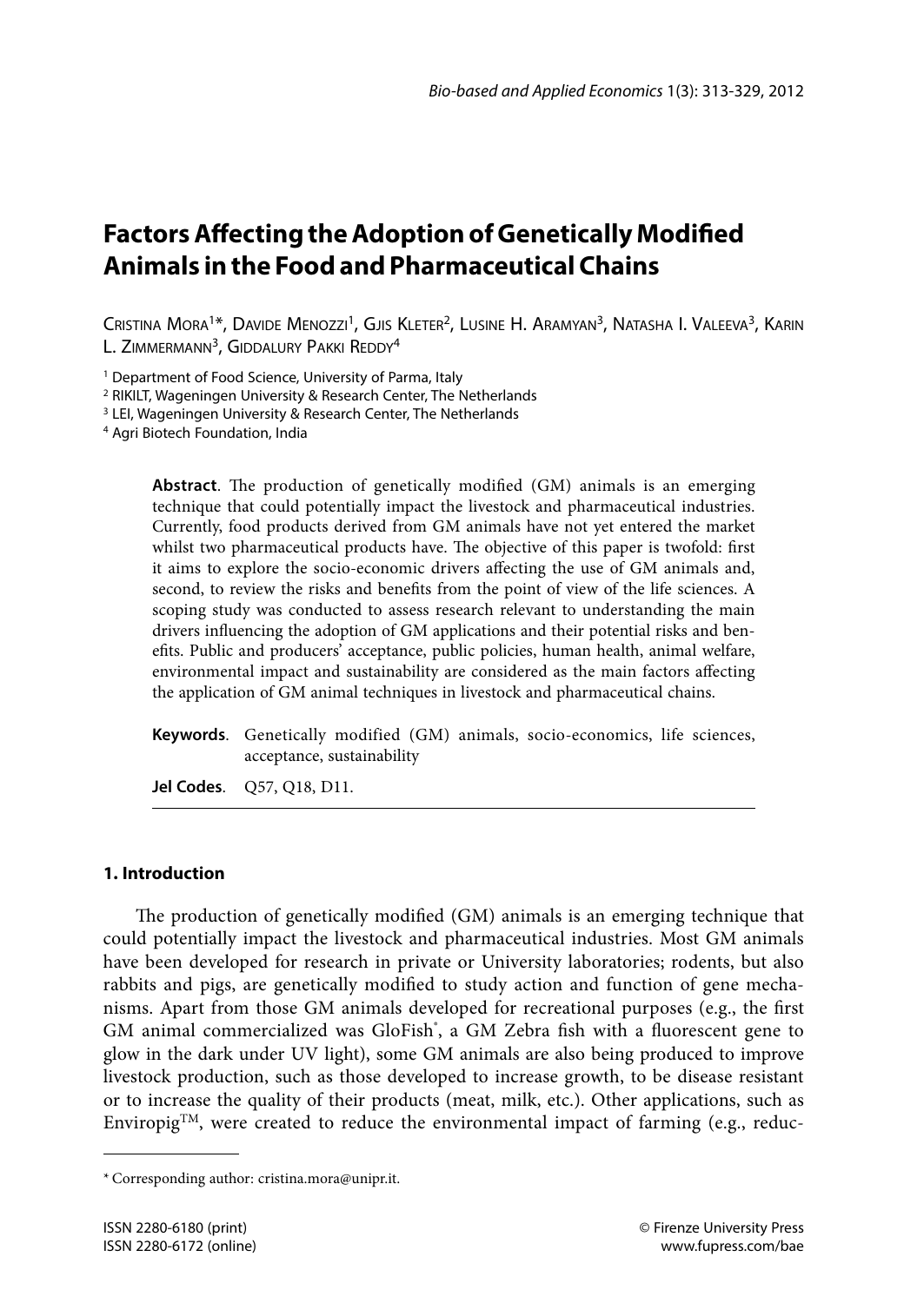# Factors Affecting the Adoption of Genetically Modified Animals in the Food and Pharmaceutical Chains

Cristina Mora[1]*, Davide Menozzi[1], Gjis Kleter[2], Lusine H. Aramyan[3], Natasha I. Valeeva[3], Karin L. Zimmermann[3], Giddalury Pakki Reddy[4]

[1] Department of Food Science, University of Parma, Italy
[2] RIKILT, Wageningen University & Research Center, The Netherlands
[3] LEI, Wageningen University & Research Center, The Netherlands
[4] Agri Biotech Foundation, India

**Abstract**. The production of genetically modified (GM) animals is an emerging technique that could potentially impact the livestock and pharmaceutical industries. Currently, food products derived from GM animals have not yet entered the market whilst two pharmaceutical products have. The objective of this paper is twofold: first it aims to explore the socio-economic drivers affecting the use of GM animals and, second, to review the risks and benefits from the point of view of the life sciences. A scoping study was conducted to assess research relevant to understanding the main drivers influencing the adoption of GM applications and their potential risks and benefits. Public and producers' acceptance, public policies, human health, animal welfare, environmental impact and sustainability are considered as the main factors affecting the application of GM animal techniques in livestock and pharmaceutical chains.

**Keywords**. Genetically modified (GM) animals, socio-economics, life sciences, acceptance, sustainability

**Jel Codes**. Q57, Q18, D11.

## 1. Introduction

The production of genetically modified (GM) animals is an emerging technique that could potentially impact the livestock and pharmaceutical industries. Most GM animals have been developed for research in private or University laboratories; rodents, but also rabbits and pigs, are genetically modified to study action and function of gene mechanisms. Apart from those GM animals developed for recreational purposes (e.g., the first GM animal commercialized was GloFish®, a GM Zebra fish with a fluorescent gene to glow in the dark under UV light), some GM animals are also being produced to improve livestock production, such as those developed to increase growth, to be disease resistant or to increase the quality of their products (meat, milk, etc.). Other applications, such as Enviropig™, were created to reduce the environmental impact of farming (e.g., reduc-

* Corresponding author: cristina.mora@unipr.it.

ISSN 2280-6180 (print)
ISSN 2280-6172 (online)

© Firenze University Press
www.fupress.com/bae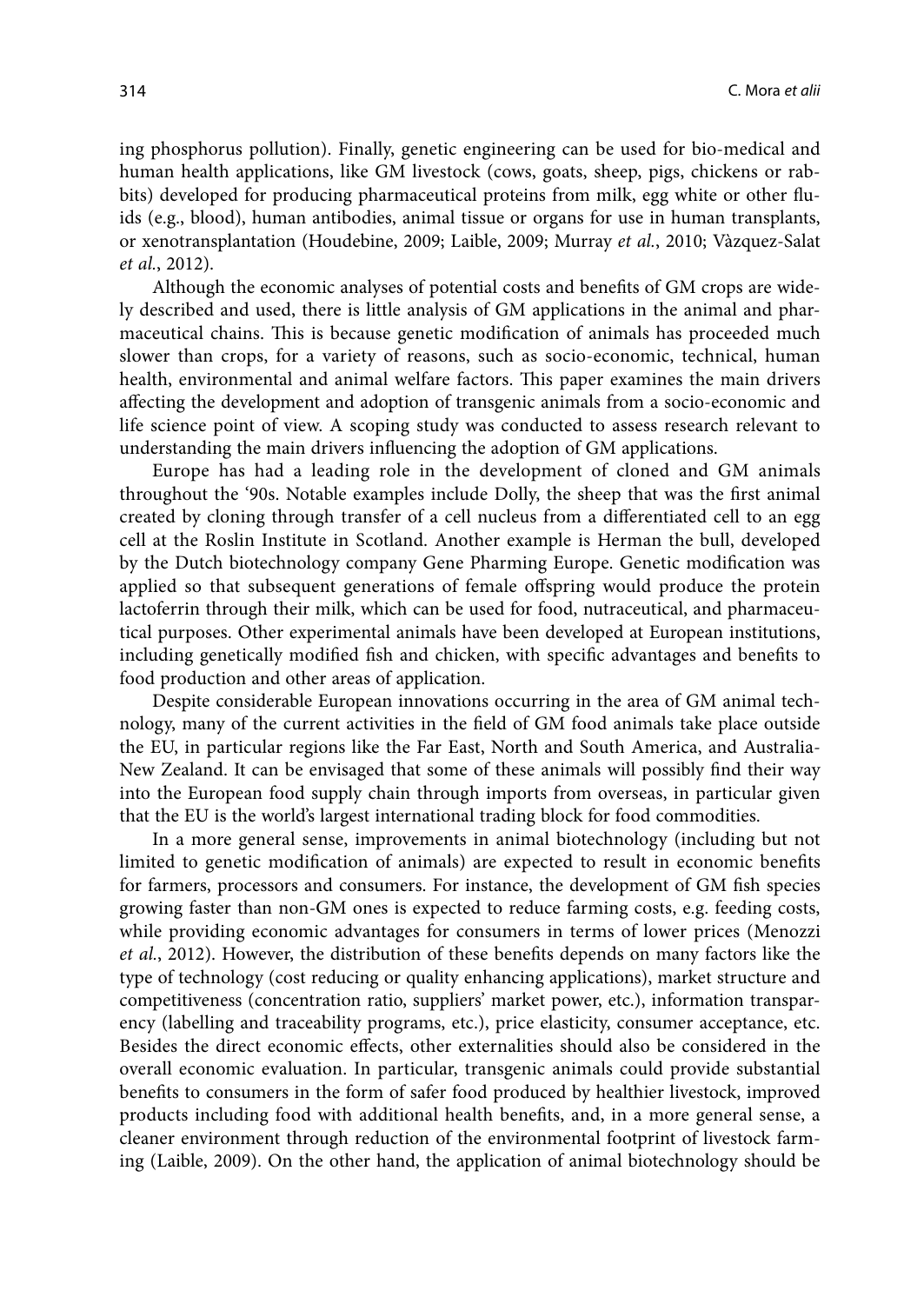ing phosphorus pollution). Finally, genetic engineering can be used for bio-medical and human health applications, like GM livestock (cows, goats, sheep, pigs, chickens or rabbits) developed for producing pharmaceutical proteins from milk, egg white or other fluids (e.g., blood), human antibodies, animal tissue or organs for use in human transplants, or xenotransplantation (Houdebine, 2009; Laible, 2009; Murray *et al.*, 2010; Vàzquez-Salat *et al.*, 2012).

Although the economic analyses of potential costs and benefits of GM crops are widely described and used, there is little analysis of GM applications in the animal and pharmaceutical chains. This is because genetic modification of animals has proceeded much slower than crops, for a variety of reasons, such as socio-economic, technical, human health, environmental and animal welfare factors. This paper examines the main drivers affecting the development and adoption of transgenic animals from a socio-economic and life science point of view. A scoping study was conducted to assess research relevant to understanding the main drivers influencing the adoption of GM applications.

Europe has had a leading role in the development of cloned and GM animals throughout the '90s. Notable examples include Dolly, the sheep that was the first animal created by cloning through transfer of a cell nucleus from a differentiated cell to an egg cell at the Roslin Institute in Scotland. Another example is Herman the bull, developed by the Dutch biotechnology company Gene Pharming Europe. Genetic modification was applied so that subsequent generations of female offspring would produce the protein lactoferrin through their milk, which can be used for food, nutraceutical, and pharmaceutical purposes. Other experimental animals have been developed at European institutions, including genetically modified fish and chicken, with specific advantages and benefits to food production and other areas of application.

Despite considerable European innovations occurring in the area of GM animal technology, many of the current activities in the field of GM food animals take place outside the EU, in particular regions like the Far East, North and South America, and Australia-New Zealand. It can be envisaged that some of these animals will possibly find their way into the European food supply chain through imports from overseas, in particular given that the EU is the world's largest international trading block for food commodities.

In a more general sense, improvements in animal biotechnology (including but not limited to genetic modification of animals) are expected to result in economic benefits for farmers, processors and consumers. For instance, the development of GM fish species growing faster than non-GM ones is expected to reduce farming costs, e.g. feeding costs, while providing economic advantages for consumers in terms of lower prices (Menozzi *et al.*, 2012). However, the distribution of these benefits depends on many factors like the type of technology (cost reducing or quality enhancing applications), market structure and competitiveness (concentration ratio, suppliers' market power, etc.), information transparency (labelling and traceability programs, etc.), price elasticity, consumer acceptance, etc. Besides the direct economic effects, other externalities should also be considered in the overall economic evaluation. In particular, transgenic animals could provide substantial benefits to consumers in the form of safer food produced by healthier livestock, improved products including food with additional health benefits, and, in a more general sense, a cleaner environment through reduction of the environmental footprint of livestock farming (Laible, 2009). On the other hand, the application of animal biotechnology should be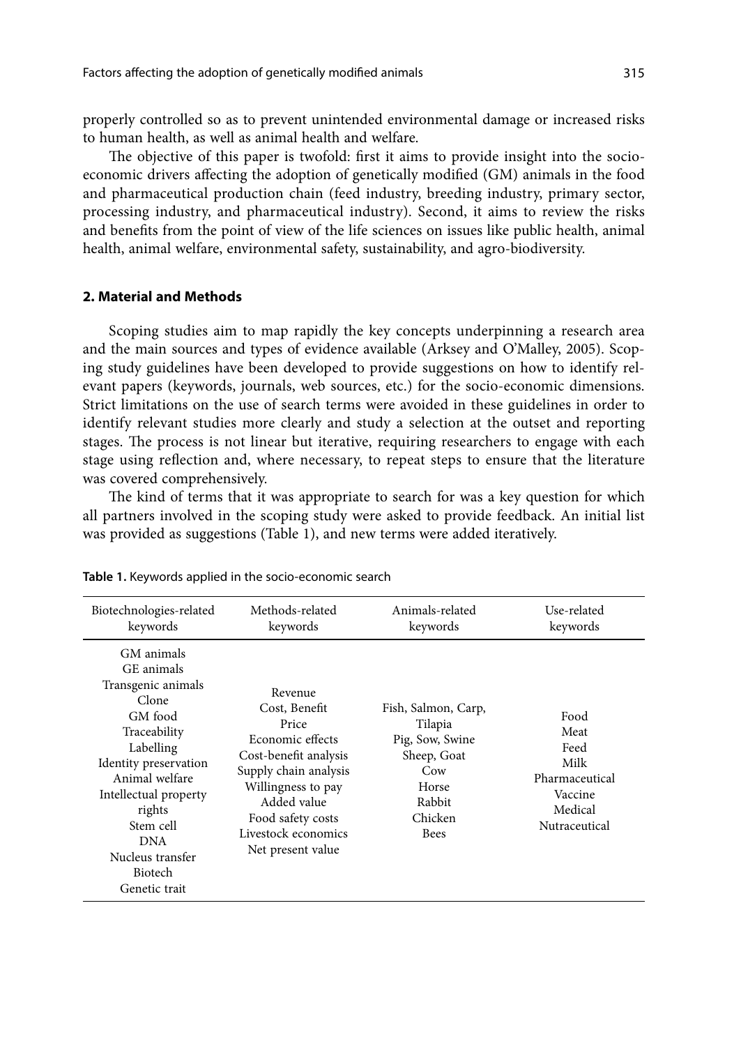properly controlled so as to prevent unintended environmental damage or increased risks to human health, as well as animal health and welfare.

The objective of this paper is twofold: first it aims to provide insight into the socio-economic drivers affecting the adoption of genetically modified (GM) animals in the food and pharmaceutical production chain (feed industry, breeding industry, primary sector, processing industry, and pharmaceutical industry). Second, it aims to review the risks and benefits from the point of view of the life sciences on issues like public health, animal health, animal welfare, environmental safety, sustainability, and agro-biodiversity.

## 2. Material and Methods

Scoping studies aim to map rapidly the key concepts underpinning a research area and the main sources and types of evidence available (Arksey and O'Malley, 2005). Scoping study guidelines have been developed to provide suggestions on how to identify relevant papers (keywords, journals, web sources, etc.) for the socio-economic dimensions. Strict limitations on the use of search terms were avoided in these guidelines in order to identify relevant studies more clearly and study a selection at the outset and reporting stages. The process is not linear but iterative, requiring researchers to engage with each stage using reflection and, where necessary, to repeat steps to ensure that the literature was covered comprehensively.

The kind of terms that it was appropriate to search for was a key question for which all partners involved in the scoping study were asked to provide feedback. An initial list was provided as suggestions (Table 1), and new terms were added iteratively.

**Table 1.** Keywords applied in the socio-economic search

| Biotechnologies-related keywords | Methods-related keywords | Animals-related keywords | Use-related keywords |
|---|---|---|---|
| GM animals<br>GE animals<br>Transgenic animals<br>Clone<br>GM food<br>Traceability<br>Labelling<br>Identity preservation<br>Animal welfare<br>Intellectual property rights<br>Stem cell<br>DNA<br>Nucleus transfer<br>Biotech<br>Genetic trait | Revenue<br>Cost, Benefit<br>Price<br>Economic effects<br>Cost-benefit analysis<br>Supply chain analysis<br>Willingness to pay<br>Added value<br>Food safety costs<br>Livestock economics<br>Net present value | Fish, Salmon, Carp, Tilapia<br>Pig, Sow, Swine<br>Sheep, Goat<br>Cow<br>Horse<br>Rabbit<br>Chicken<br>Bees | Food<br>Meat<br>Feed<br>Milk<br>Pharmaceutical<br>Vaccine<br>Medical<br>Nutraceutical |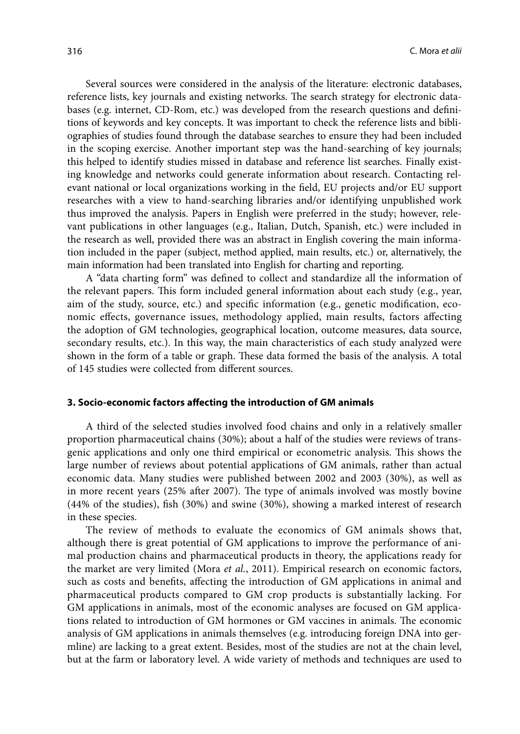Several sources were considered in the analysis of the literature: electronic databases, reference lists, key journals and existing networks. The search strategy for electronic databases (e.g. internet, CD-Rom, etc.) was developed from the research questions and definitions of keywords and key concepts. It was important to check the reference lists and bibliographies of studies found through the database searches to ensure they had been included in the scoping exercise. Another important step was the hand-searching of key journals; this helped to identify studies missed in database and reference list searches. Finally existing knowledge and networks could generate information about research. Contacting relevant national or local organizations working in the field, EU projects and/or EU support researches with a view to hand-searching libraries and/or identifying unpublished work thus improved the analysis. Papers in English were preferred in the study; however, relevant publications in other languages (e.g., Italian, Dutch, Spanish, etc.) were included in the research as well, provided there was an abstract in English covering the main information included in the paper (subject, method applied, main results, etc.) or, alternatively, the main information had been translated into English for charting and reporting.

A "data charting form" was defined to collect and standardize all the information of the relevant papers. This form included general information about each study (e.g., year, aim of the study, source, etc.) and specific information (e.g., genetic modification, economic effects, governance issues, methodology applied, main results, factors affecting the adoption of GM technologies, geographical location, outcome measures, data source, secondary results, etc.). In this way, the main characteristics of each study analyzed were shown in the form of a table or graph. These data formed the basis of the analysis. A total of 145 studies were collected from different sources.

## 3. Socio-economic factors affecting the introduction of GM animals

A third of the selected studies involved food chains and only in a relatively smaller proportion pharmaceutical chains (30%); about a half of the studies were reviews of transgenic applications and only one third empirical or econometric analysis. This shows the large number of reviews about potential applications of GM animals, rather than actual economic data. Many studies were published between 2002 and 2003 (30%), as well as in more recent years (25% after 2007). The type of animals involved was mostly bovine (44% of the studies), fish (30%) and swine (30%), showing a marked interest of research in these species.

The review of methods to evaluate the economics of GM animals shows that, although there is great potential of GM applications to improve the performance of animal production chains and pharmaceutical products in theory, the applications ready for the market are very limited (Mora *et al.*, 2011). Empirical research on economic factors, such as costs and benefits, affecting the introduction of GM applications in animal and pharmaceutical products compared to GM crop products is substantially lacking. For GM applications in animals, most of the economic analyses are focused on GM applications related to introduction of GM hormones or GM vaccines in animals. The economic analysis of GM applications in animals themselves (e.g. introducing foreign DNA into germline) are lacking to a great extent. Besides, most of the studies are not at the chain level, but at the farm or laboratory level. A wide variety of methods and techniques are used to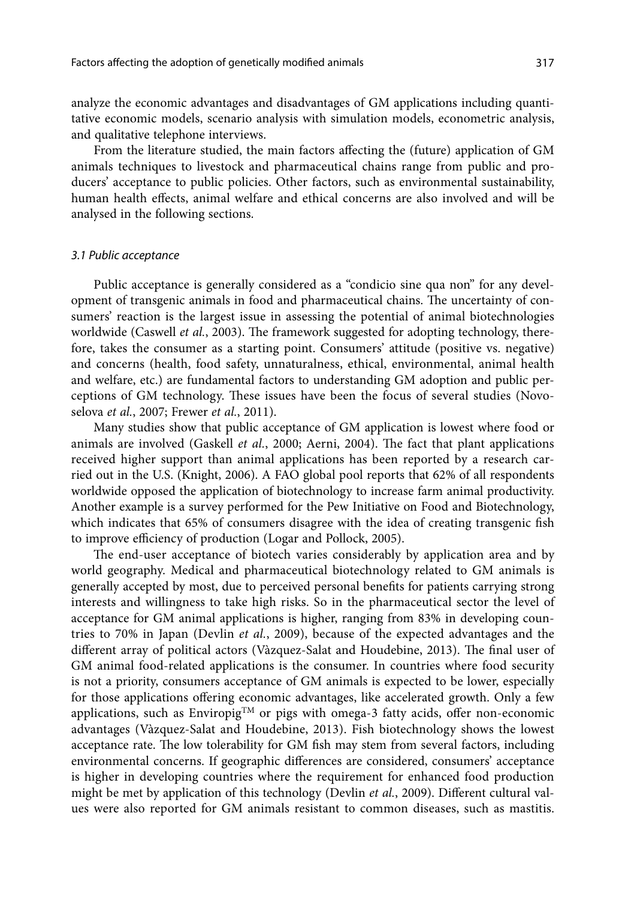analyze the economic advantages and disadvantages of GM applications including quantitative economic models, scenario analysis with simulation models, econometric analysis, and qualitative telephone interviews.

From the literature studied, the main factors affecting the (future) application of GM animals techniques to livestock and pharmaceutical chains range from public and producers' acceptance to public policies. Other factors, such as environmental sustainability, human health effects, animal welfare and ethical concerns are also involved and will be analysed in the following sections.

### *3.1 Public acceptance*

Public acceptance is generally considered as a "condicio sine qua non" for any development of transgenic animals in food and pharmaceutical chains. The uncertainty of consumers' reaction is the largest issue in assessing the potential of animal biotechnologies worldwide (Caswell *et al.*, 2003). The framework suggested for adopting technology, therefore, takes the consumer as a starting point. Consumers' attitude (positive vs. negative) and concerns (health, food safety, unnaturalness, ethical, environmental, animal health and welfare, etc.) are fundamental factors to understanding GM adoption and public perceptions of GM technology. These issues have been the focus of several studies (Novoselova *et al.*, 2007; Frewer *et al.*, 2011).

Many studies show that public acceptance of GM application is lowest where food or animals are involved (Gaskell *et al.*, 2000; Aerni, 2004). The fact that plant applications received higher support than animal applications has been reported by a research carried out in the U.S. (Knight, 2006). A FAO global pool reports that 62% of all respondents worldwide opposed the application of biotechnology to increase farm animal productivity. Another example is a survey performed for the Pew Initiative on Food and Biotechnology, which indicates that 65% of consumers disagree with the idea of creating transgenic fish to improve efficiency of production (Logar and Pollock, 2005).

The end-user acceptance of biotech varies considerably by application area and by world geography. Medical and pharmaceutical biotechnology related to GM animals is generally accepted by most, due to perceived personal benefits for patients carrying strong interests and willingness to take high risks. So in the pharmaceutical sector the level of acceptance for GM animal applications is higher, ranging from 83% in developing countries to 70% in Japan (Devlin *et al.*, 2009), because of the expected advantages and the different array of political actors (Vàzquez-Salat and Houdebine, 2013). The final user of GM animal food-related applications is the consumer. In countries where food security is not a priority, consumers acceptance of GM animals is expected to be lower, especially for those applications offering economic advantages, like accelerated growth. Only a few applications, such as Enviropig™ or pigs with omega-3 fatty acids, offer non-economic advantages (Vàzquez-Salat and Houdebine, 2013). Fish biotechnology shows the lowest acceptance rate. The low tolerability for GM fish may stem from several factors, including environmental concerns. If geographic differences are considered, consumers' acceptance is higher in developing countries where the requirement for enhanced food production might be met by application of this technology (Devlin *et al.*, 2009). Different cultural values were also reported for GM animals resistant to common diseases, such as mastitis.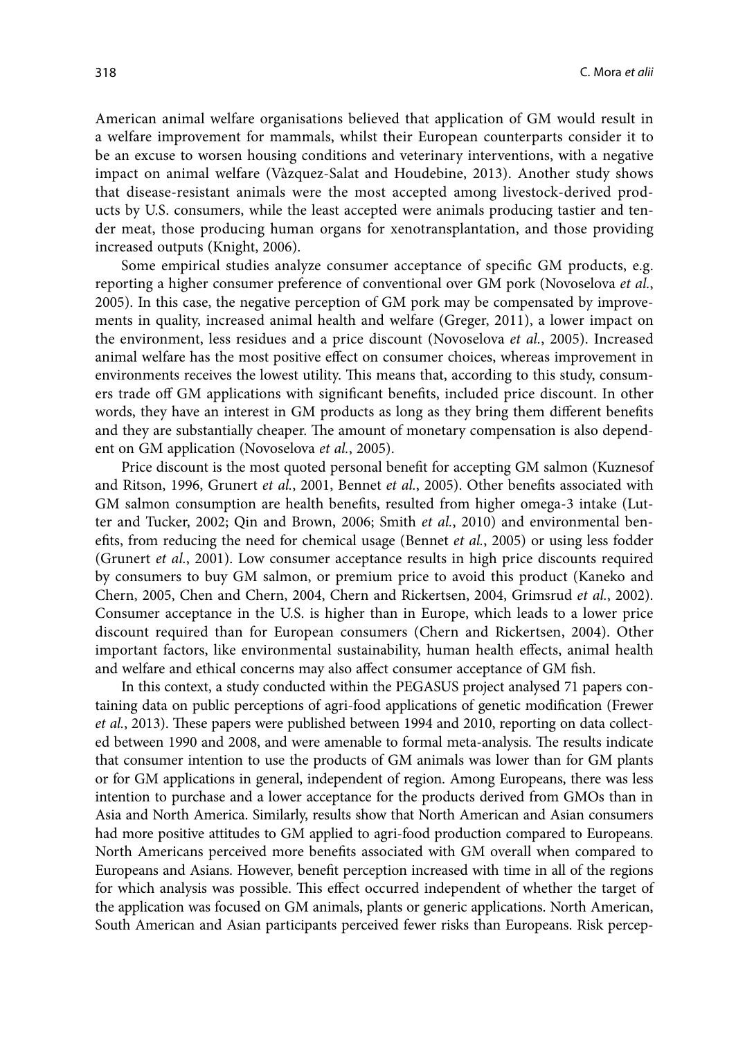American animal welfare organisations believed that application of GM would result in a welfare improvement for mammals, whilst their European counterparts consider it to be an excuse to worsen housing conditions and veterinary interventions, with a negative impact on animal welfare (Vàzquez-Salat and Houdebine, 2013). Another study shows that disease-resistant animals were the most accepted among livestock-derived products by U.S. consumers, while the least accepted were animals producing tastier and tender meat, those producing human organs for xenotransplantation, and those providing increased outputs (Knight, 2006).

Some empirical studies analyze consumer acceptance of specific GM products, e.g. reporting a higher consumer preference of conventional over GM pork (Novoselova *et al.*, 2005). In this case, the negative perception of GM pork may be compensated by improvements in quality, increased animal health and welfare (Greger, 2011), a lower impact on the environment, less residues and a price discount (Novoselova *et al.*, 2005). Increased animal welfare has the most positive effect on consumer choices, whereas improvement in environments receives the lowest utility. This means that, according to this study, consumers trade off GM applications with significant benefits, included price discount. In other words, they have an interest in GM products as long as they bring them different benefits and they are substantially cheaper. The amount of monetary compensation is also dependent on GM application (Novoselova *et al.*, 2005).

Price discount is the most quoted personal benefit for accepting GM salmon (Kuznesof and Ritson, 1996, Grunert *et al.*, 2001, Bennet *et al.*, 2005). Other benefits associated with GM salmon consumption are health benefits, resulted from higher omega-3 intake (Lutter and Tucker, 2002; Qin and Brown, 2006; Smith *et al.*, 2010) and environmental benefits, from reducing the need for chemical usage (Bennet *et al.*, 2005) or using less fodder (Grunert *et al.*, 2001). Low consumer acceptance results in high price discounts required by consumers to buy GM salmon, or premium price to avoid this product (Kaneko and Chern, 2005, Chen and Chern, 2004, Chern and Rickertsen, 2004, Grimsrud *et al.*, 2002). Consumer acceptance in the U.S. is higher than in Europe, which leads to a lower price discount required than for European consumers (Chern and Rickertsen, 2004). Other important factors, like environmental sustainability, human health effects, animal health and welfare and ethical concerns may also affect consumer acceptance of GM fish.

In this context, a study conducted within the PEGASUS project analysed 71 papers containing data on public perceptions of agri-food applications of genetic modification (Frewer *et al.*, 2013). These papers were published between 1994 and 2010, reporting on data collected between 1990 and 2008, and were amenable to formal meta-analysis. The results indicate that consumer intention to use the products of GM animals was lower than for GM plants or for GM applications in general, independent of region. Among Europeans, there was less intention to purchase and a lower acceptance for the products derived from GMOs than in Asia and North America. Similarly, results show that North American and Asian consumers had more positive attitudes to GM applied to agri-food production compared to Europeans. North Americans perceived more benefits associated with GM overall when compared to Europeans and Asians. However, benefit perception increased with time in all of the regions for which analysis was possible. This effect occurred independent of whether the target of the application was focused on GM animals, plants or generic applications. North American, South American and Asian participants perceived fewer risks than Europeans. Risk percep-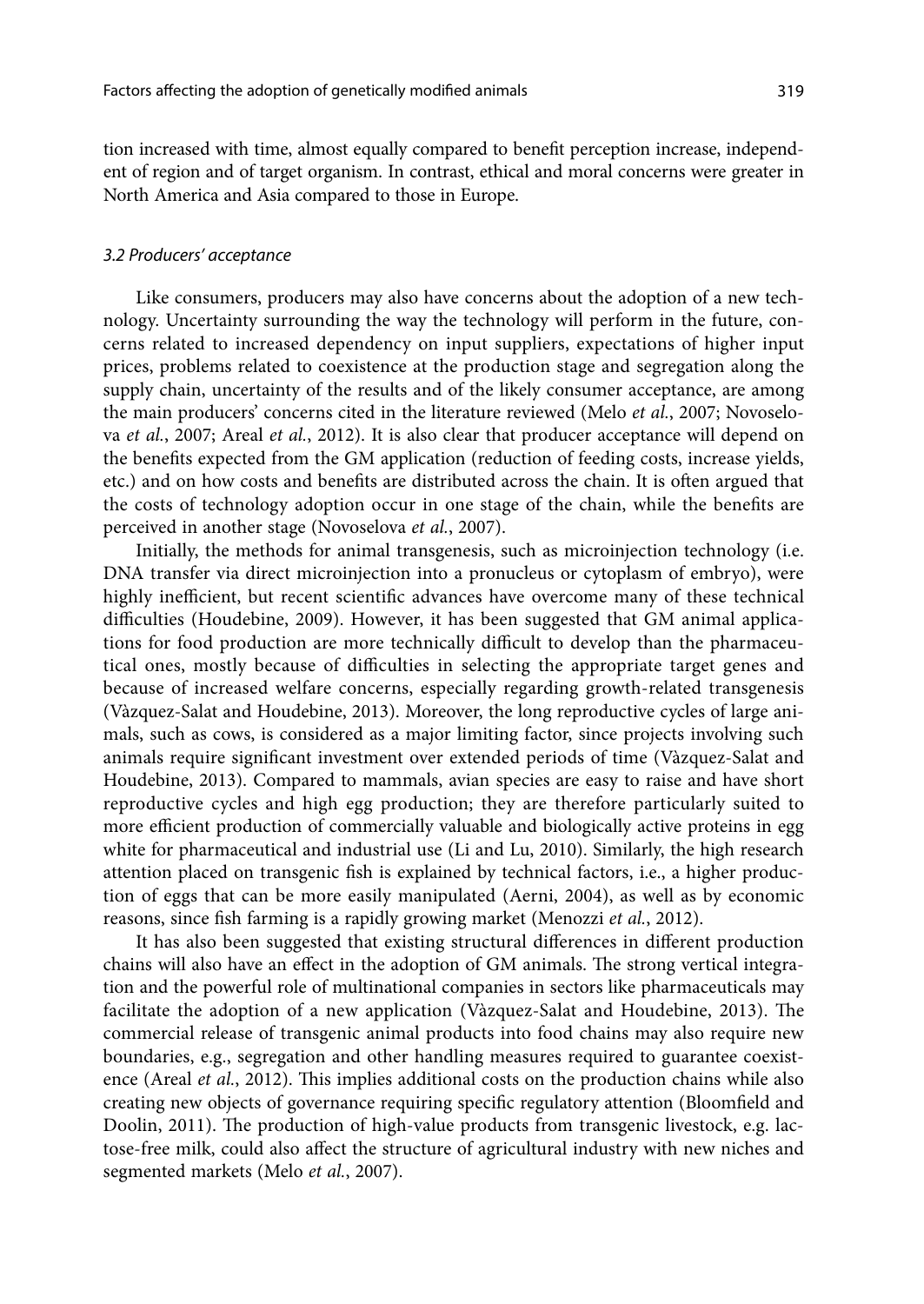tion increased with time, almost equally compared to benefit perception increase, independent of region and of target organism. In contrast, ethical and moral concerns were greater in North America and Asia compared to those in Europe.

### *3.2 Producers' acceptance*

Like consumers, producers may also have concerns about the adoption of a new technology. Uncertainty surrounding the way the technology will perform in the future, concerns related to increased dependency on input suppliers, expectations of higher input prices, problems related to coexistence at the production stage and segregation along the supply chain, uncertainty of the results and of the likely consumer acceptance, are among the main producers' concerns cited in the literature reviewed (Melo *et al.*, 2007; Novoselova *et al.*, 2007; Areal *et al.*, 2012). It is also clear that producer acceptance will depend on the benefits expected from the GM application (reduction of feeding costs, increase yields, etc.) and on how costs and benefits are distributed across the chain. It is often argued that the costs of technology adoption occur in one stage of the chain, while the benefits are perceived in another stage (Novoselova *et al.*, 2007).

Initially, the methods for animal transgenesis, such as microinjection technology (i.e. DNA transfer via direct microinjection into a pronucleus or cytoplasm of embryo), were highly inefficient, but recent scientific advances have overcome many of these technical difficulties (Houdebine, 2009). However, it has been suggested that GM animal applications for food production are more technically difficult to develop than the pharmaceutical ones, mostly because of difficulties in selecting the appropriate target genes and because of increased welfare concerns, especially regarding growth-related transgenesis (Vàzquez-Salat and Houdebine, 2013). Moreover, the long reproductive cycles of large animals, such as cows, is considered as a major limiting factor, since projects involving such animals require significant investment over extended periods of time (Vàzquez-Salat and Houdebine, 2013). Compared to mammals, avian species are easy to raise and have short reproductive cycles and high egg production; they are therefore particularly suited to more efficient production of commercially valuable and biologically active proteins in egg white for pharmaceutical and industrial use (Li and Lu, 2010). Similarly, the high research attention placed on transgenic fish is explained by technical factors, i.e., a higher production of eggs that can be more easily manipulated (Aerni, 2004), as well as by economic reasons, since fish farming is a rapidly growing market (Menozzi *et al.*, 2012).

It has also been suggested that existing structural differences in different production chains will also have an effect in the adoption of GM animals. The strong vertical integration and the powerful role of multinational companies in sectors like pharmaceuticals may facilitate the adoption of a new application (Vàzquez-Salat and Houdebine, 2013). The commercial release of transgenic animal products into food chains may also require new boundaries, e.g., segregation and other handling measures required to guarantee coexistence (Areal *et al.*, 2012). This implies additional costs on the production chains while also creating new objects of governance requiring specific regulatory attention (Bloomfield and Doolin, 2011). The production of high-value products from transgenic livestock, e.g. lactose-free milk, could also affect the structure of agricultural industry with new niches and segmented markets (Melo *et al.*, 2007).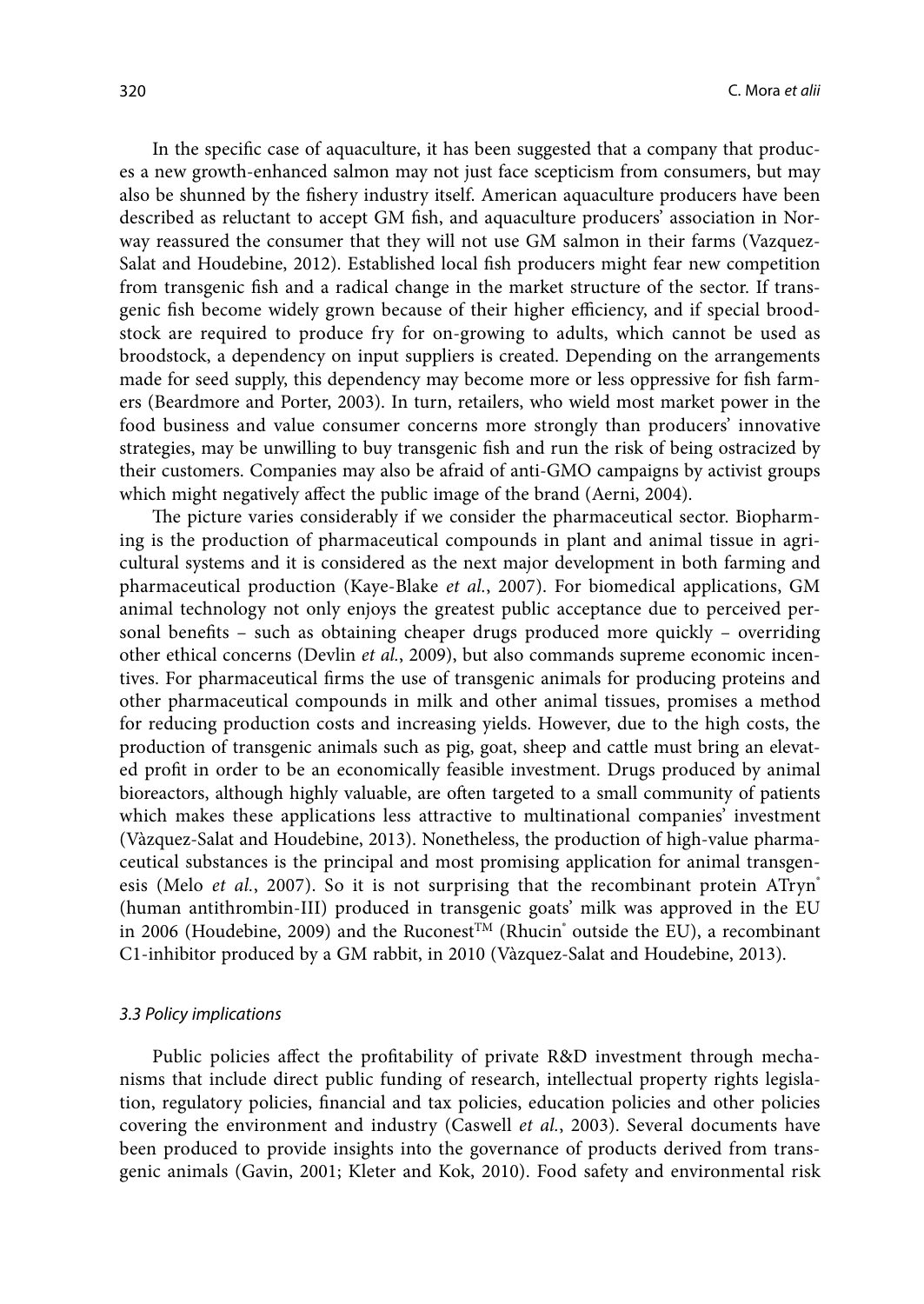In the specific case of aquaculture, it has been suggested that a company that produces a new growth-enhanced salmon may not just face scepticism from consumers, but may also be shunned by the fishery industry itself. American aquaculture producers have been described as reluctant to accept GM fish, and aquaculture producers' association in Norway reassured the consumer that they will not use GM salmon in their farms (Vazquez-Salat and Houdebine, 2012). Established local fish producers might fear new competition from transgenic fish and a radical change in the market structure of the sector. If transgenic fish become widely grown because of their higher efficiency, and if special broodstock are required to produce fry for on-growing to adults, which cannot be used as broodstock, a dependency on input suppliers is created. Depending on the arrangements made for seed supply, this dependency may become more or less oppressive for fish farmers (Beardmore and Porter, 2003). In turn, retailers, who wield most market power in the food business and value consumer concerns more strongly than producers' innovative strategies, may be unwilling to buy transgenic fish and run the risk of being ostracized by their customers. Companies may also be afraid of anti-GMO campaigns by activist groups which might negatively affect the public image of the brand (Aerni, 2004).

The picture varies considerably if we consider the pharmaceutical sector. Biopharming is the production of pharmaceutical compounds in plant and animal tissue in agricultural systems and it is considered as the next major development in both farming and pharmaceutical production (Kaye-Blake *et al.*, 2007). For biomedical applications, GM animal technology not only enjoys the greatest public acceptance due to perceived personal benefits – such as obtaining cheaper drugs produced more quickly – overriding other ethical concerns (Devlin *et al.*, 2009), but also commands supreme economic incentives. For pharmaceutical firms the use of transgenic animals for producing proteins and other pharmaceutical compounds in milk and other animal tissues, promises a method for reducing production costs and increasing yields. However, due to the high costs, the production of transgenic animals such as pig, goat, sheep and cattle must bring an elevated profit in order to be an economically feasible investment. Drugs produced by animal bioreactors, although highly valuable, are often targeted to a small community of patients which makes these applications less attractive to multinational companies' investment (Vàzquez-Salat and Houdebine, 2013). Nonetheless, the production of high-value pharmaceutical substances is the principal and most promising application for animal transgenesis (Melo *et al.*, 2007). So it is not surprising that the recombinant protein ATryn® (human antithrombin-III) produced in transgenic goats' milk was approved in the EU in 2006 (Houdebine, 2009) and the Ruconest™ (Rhucin® outside the EU), a recombinant C1-inhibitor produced by a GM rabbit, in 2010 (Vàzquez-Salat and Houdebine, 2013).

### *3.3 Policy implications*

Public policies affect the profitability of private R&D investment through mechanisms that include direct public funding of research, intellectual property rights legislation, regulatory policies, financial and tax policies, education policies and other policies covering the environment and industry (Caswell *et al.*, 2003). Several documents have been produced to provide insights into the governance of products derived from transgenic animals (Gavin, 2001; Kleter and Kok, 2010). Food safety and environmental risk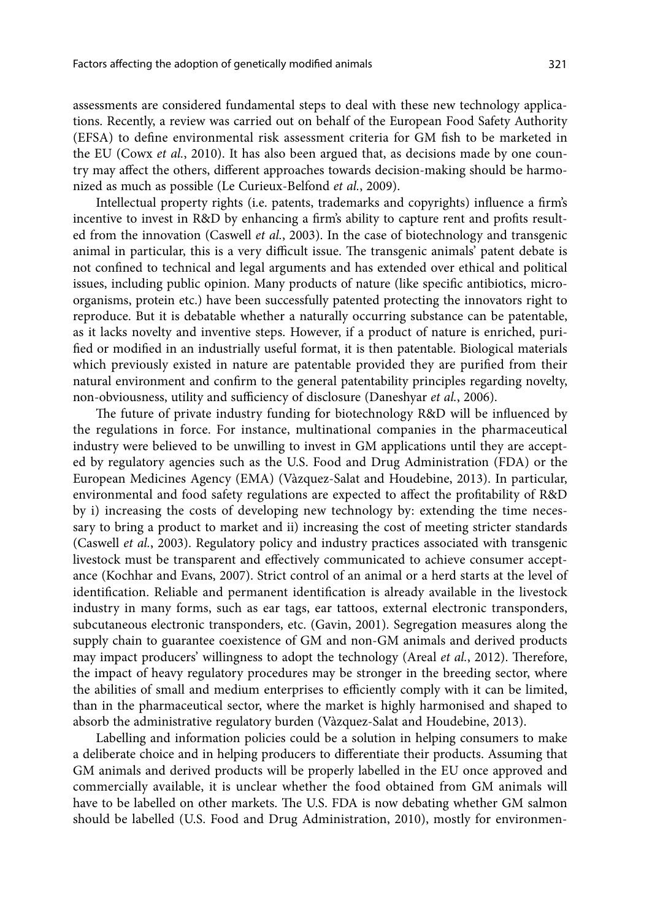assessments are considered fundamental steps to deal with these new technology applications. Recently, a review was carried out on behalf of the European Food Safety Authority (EFSA) to define environmental risk assessment criteria for GM fish to be marketed in the EU (Cowx *et al.*, 2010). It has also been argued that, as decisions made by one country may affect the others, different approaches towards decision-making should be harmonized as much as possible (Le Curieux-Belfond *et al.*, 2009).

Intellectual property rights (i.e. patents, trademarks and copyrights) influence a firm's incentive to invest in R&D by enhancing a firm's ability to capture rent and profits resulted from the innovation (Caswell *et al.*, 2003). In the case of biotechnology and transgenic animal in particular, this is a very difficult issue. The transgenic animals' patent debate is not confined to technical and legal arguments and has extended over ethical and political issues, including public opinion. Many products of nature (like specific antibiotics, microorganisms, protein etc.) have been successfully patented protecting the innovators right to reproduce. But it is debatable whether a naturally occurring substance can be patentable, as it lacks novelty and inventive steps. However, if a product of nature is enriched, purified or modified in an industrially useful format, it is then patentable. Biological materials which previously existed in nature are patentable provided they are purified from their natural environment and confirm to the general patentability principles regarding novelty, non-obviousness, utility and sufficiency of disclosure (Daneshyar *et al.*, 2006).

The future of private industry funding for biotechnology R&D will be influenced by the regulations in force. For instance, multinational companies in the pharmaceutical industry were believed to be unwilling to invest in GM applications until they are accepted by regulatory agencies such as the U.S. Food and Drug Administration (FDA) or the European Medicines Agency (EMA) (Vàzquez-Salat and Houdebine, 2013). In particular, environmental and food safety regulations are expected to affect the profitability of R&D by i) increasing the costs of developing new technology by: extending the time necessary to bring a product to market and ii) increasing the cost of meeting stricter standards (Caswell *et al.*, 2003). Regulatory policy and industry practices associated with transgenic livestock must be transparent and effectively communicated to achieve consumer acceptance (Kochhar and Evans, 2007). Strict control of an animal or a herd starts at the level of identification. Reliable and permanent identification is already available in the livestock industry in many forms, such as ear tags, ear tattoos, external electronic transponders, subcutaneous electronic transponders, etc. (Gavin, 2001). Segregation measures along the supply chain to guarantee coexistence of GM and non-GM animals and derived products may impact producers' willingness to adopt the technology (Areal *et al.*, 2012). Therefore, the impact of heavy regulatory procedures may be stronger in the breeding sector, where the abilities of small and medium enterprises to efficiently comply with it can be limited, than in the pharmaceutical sector, where the market is highly harmonised and shaped to absorb the administrative regulatory burden (Vàzquez-Salat and Houdebine, 2013).

Labelling and information policies could be a solution in helping consumers to make a deliberate choice and in helping producers to differentiate their products. Assuming that GM animals and derived products will be properly labelled in the EU once approved and commercially available, it is unclear whether the food obtained from GM animals will have to be labelled on other markets. The U.S. FDA is now debating whether GM salmon should be labelled (U.S. Food and Drug Administration, 2010), mostly for environmen-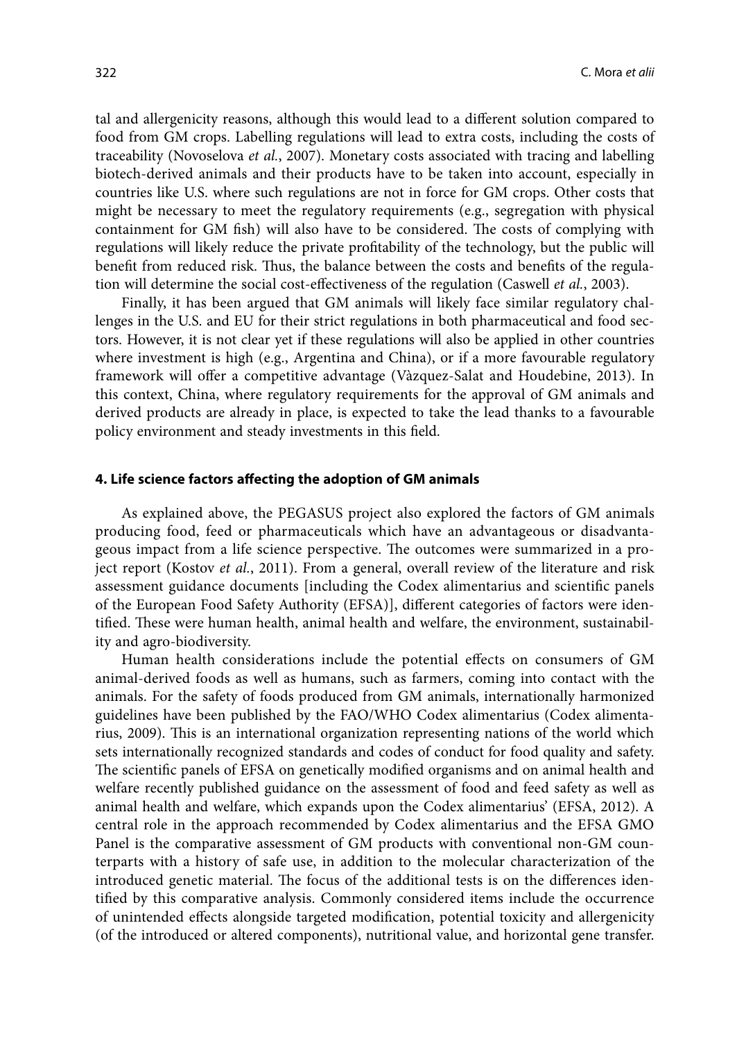tal and allergenicity reasons, although this would lead to a different solution compared to food from GM crops. Labelling regulations will lead to extra costs, including the costs of traceability (Novoselova *et al.*, 2007). Monetary costs associated with tracing and labelling biotech-derived animals and their products have to be taken into account, especially in countries like U.S. where such regulations are not in force for GM crops. Other costs that might be necessary to meet the regulatory requirements (e.g., segregation with physical containment for GM fish) will also have to be considered. The costs of complying with regulations will likely reduce the private profitability of the technology, but the public will benefit from reduced risk. Thus, the balance between the costs and benefits of the regulation will determine the social cost-effectiveness of the regulation (Caswell *et al.*, 2003).

Finally, it has been argued that GM animals will likely face similar regulatory challenges in the U.S. and EU for their strict regulations in both pharmaceutical and food sectors. However, it is not clear yet if these regulations will also be applied in other countries where investment is high (e.g., Argentina and China), or if a more favourable regulatory framework will offer a competitive advantage (Vàzquez-Salat and Houdebine, 2013). In this context, China, where regulatory requirements for the approval of GM animals and derived products are already in place, is expected to take the lead thanks to a favourable policy environment and steady investments in this field.

#### 4. Life science factors affecting the adoption of GM animals

As explained above, the PEGASUS project also explored the factors of GM animals producing food, feed or pharmaceuticals which have an advantageous or disadvantageous impact from a life science perspective. The outcomes were summarized in a project report (Kostov *et al.*, 2011). From a general, overall review of the literature and risk assessment guidance documents [including the Codex alimentarius and scientific panels of the European Food Safety Authority (EFSA)], different categories of factors were identified. These were human health, animal health and welfare, the environment, sustainability and agro-biodiversity.

Human health considerations include the potential effects on consumers of GM animal-derived foods as well as humans, such as farmers, coming into contact with the animals. For the safety of foods produced from GM animals, internationally harmonized guidelines have been published by the FAO/WHO Codex alimentarius (Codex alimentarius, 2009). This is an international organization representing nations of the world which sets internationally recognized standards and codes of conduct for food quality and safety. The scientific panels of EFSA on genetically modified organisms and on animal health and welfare recently published guidance on the assessment of food and feed safety as well as animal health and welfare, which expands upon the Codex alimentarius' (EFSA, 2012). A central role in the approach recommended by Codex alimentarius and the EFSA GMO Panel is the comparative assessment of GM products with conventional non-GM counterparts with a history of safe use, in addition to the molecular characterization of the introduced genetic material. The focus of the additional tests is on the differences identified by this comparative analysis. Commonly considered items include the occurrence of unintended effects alongside targeted modification, potential toxicity and allergenicity (of the introduced or altered components), nutritional value, and horizontal gene transfer.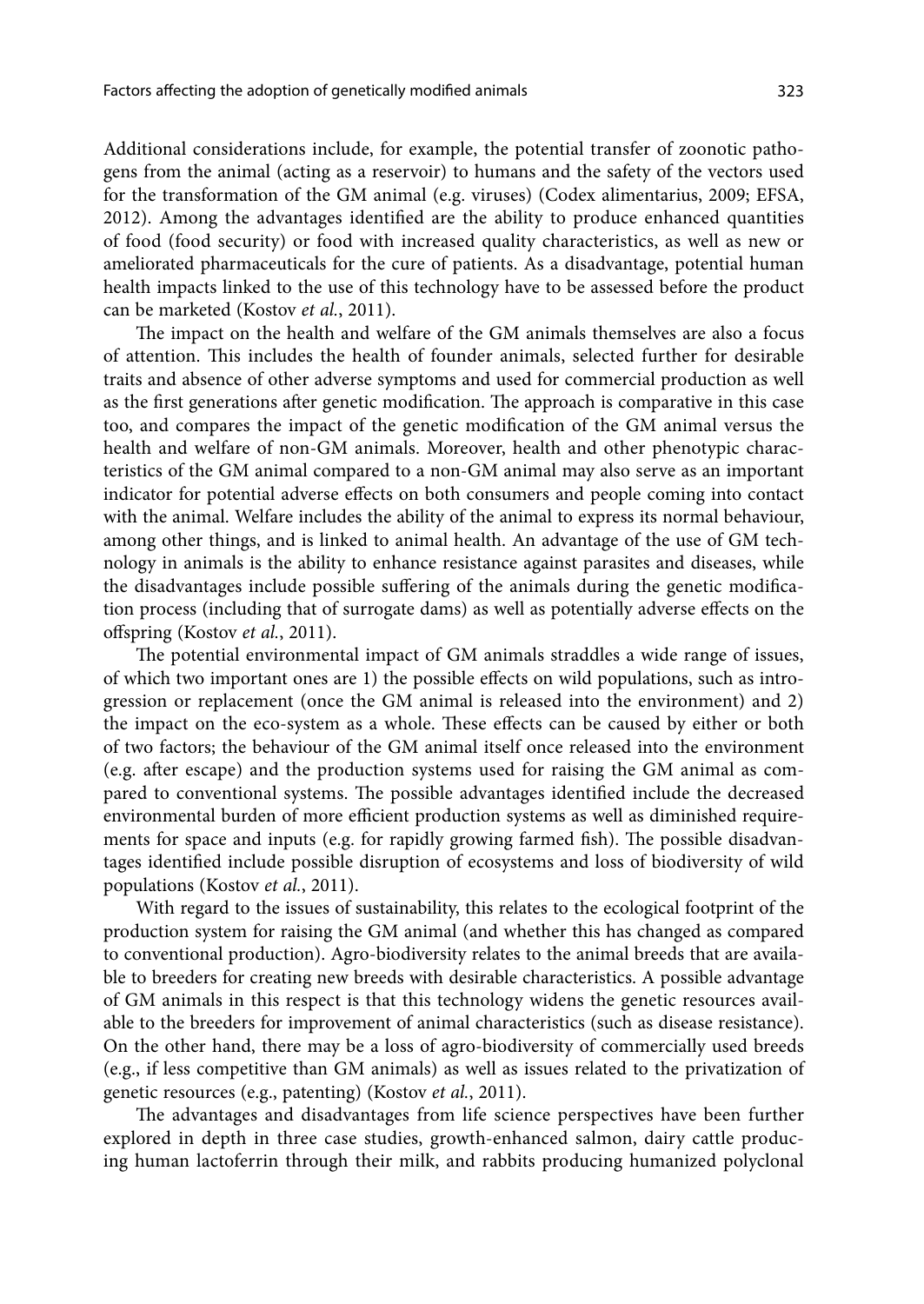Additional considerations include, for example, the potential transfer of zoonotic pathogens from the animal (acting as a reservoir) to humans and the safety of the vectors used for the transformation of the GM animal (e.g. viruses) (Codex alimentarius, 2009; EFSA, 2012). Among the advantages identified are the ability to produce enhanced quantities of food (food security) or food with increased quality characteristics, as well as new or ameliorated pharmaceuticals for the cure of patients. As a disadvantage, potential human health impacts linked to the use of this technology have to be assessed before the product can be marketed (Kostov *et al.*, 2011).

The impact on the health and welfare of the GM animals themselves are also a focus of attention. This includes the health of founder animals, selected further for desirable traits and absence of other adverse symptoms and used for commercial production as well as the first generations after genetic modification. The approach is comparative in this case too, and compares the impact of the genetic modification of the GM animal versus the health and welfare of non-GM animals. Moreover, health and other phenotypic characteristics of the GM animal compared to a non-GM animal may also serve as an important indicator for potential adverse effects on both consumers and people coming into contact with the animal. Welfare includes the ability of the animal to express its normal behaviour, among other things, and is linked to animal health. An advantage of the use of GM technology in animals is the ability to enhance resistance against parasites and diseases, while the disadvantages include possible suffering of the animals during the genetic modification process (including that of surrogate dams) as well as potentially adverse effects on the offspring (Kostov *et al.*, 2011).

The potential environmental impact of GM animals straddles a wide range of issues, of which two important ones are 1) the possible effects on wild populations, such as introgression or replacement (once the GM animal is released into the environment) and 2) the impact on the eco-system as a whole. These effects can be caused by either or both of two factors; the behaviour of the GM animal itself once released into the environment (e.g. after escape) and the production systems used for raising the GM animal as compared to conventional systems. The possible advantages identified include the decreased environmental burden of more efficient production systems as well as diminished requirements for space and inputs (e.g. for rapidly growing farmed fish). The possible disadvantages identified include possible disruption of ecosystems and loss of biodiversity of wild populations (Kostov *et al.*, 2011).

With regard to the issues of sustainability, this relates to the ecological footprint of the production system for raising the GM animal (and whether this has changed as compared to conventional production). Agro-biodiversity relates to the animal breeds that are available to breeders for creating new breeds with desirable characteristics. A possible advantage of GM animals in this respect is that this technology widens the genetic resources available to the breeders for improvement of animal characteristics (such as disease resistance). On the other hand, there may be a loss of agro-biodiversity of commercially used breeds (e.g., if less competitive than GM animals) as well as issues related to the privatization of genetic resources (e.g., patenting) (Kostov *et al.*, 2011).

The advantages and disadvantages from life science perspectives have been further explored in depth in three case studies, growth-enhanced salmon, dairy cattle producing human lactoferrin through their milk, and rabbits producing humanized polyclonal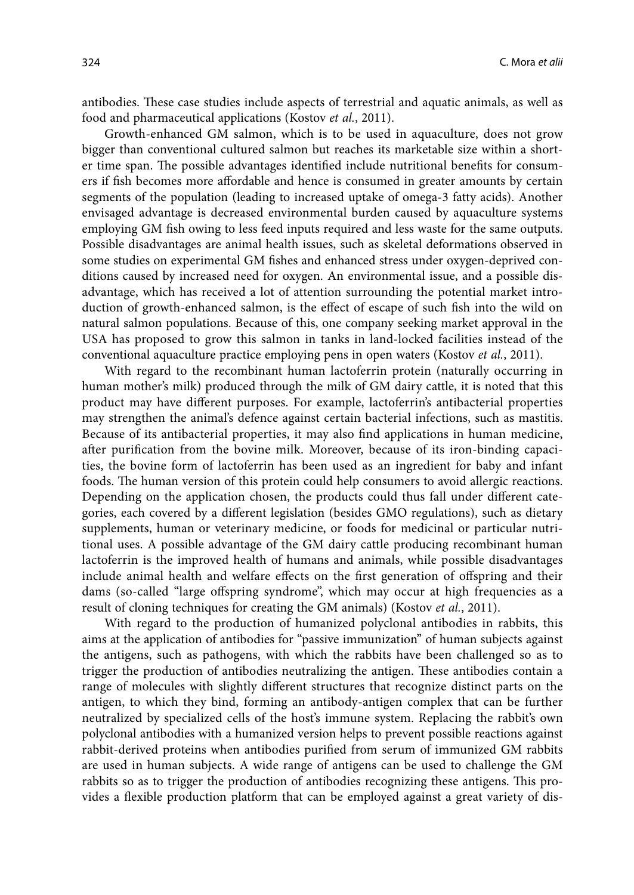antibodies. These case studies include aspects of terrestrial and aquatic animals, as well as food and pharmaceutical applications (Kostov *et al.*, 2011).

Growth-enhanced GM salmon, which is to be used in aquaculture, does not grow bigger than conventional cultured salmon but reaches its marketable size within a shorter time span. The possible advantages identified include nutritional benefits for consumers if fish becomes more affordable and hence is consumed in greater amounts by certain segments of the population (leading to increased uptake of omega-3 fatty acids). Another envisaged advantage is decreased environmental burden caused by aquaculture systems employing GM fish owing to less feed inputs required and less waste for the same outputs. Possible disadvantages are animal health issues, such as skeletal deformations observed in some studies on experimental GM fishes and enhanced stress under oxygen-deprived conditions caused by increased need for oxygen. An environmental issue, and a possible disadvantage, which has received a lot of attention surrounding the potential market introduction of growth-enhanced salmon, is the effect of escape of such fish into the wild on natural salmon populations. Because of this, one company seeking market approval in the USA has proposed to grow this salmon in tanks in land-locked facilities instead of the conventional aquaculture practice employing pens in open waters (Kostov *et al.*, 2011).

With regard to the recombinant human lactoferrin protein (naturally occurring in human mother's milk) produced through the milk of GM dairy cattle, it is noted that this product may have different purposes. For example, lactoferrin's antibacterial properties may strengthen the animal's defence against certain bacterial infections, such as mastitis. Because of its antibacterial properties, it may also find applications in human medicine, after purification from the bovine milk. Moreover, because of its iron-binding capacities, the bovine form of lactoferrin has been used as an ingredient for baby and infant foods. The human version of this protein could help consumers to avoid allergic reactions. Depending on the application chosen, the products could thus fall under different categories, each covered by a different legislation (besides GMO regulations), such as dietary supplements, human or veterinary medicine, or foods for medicinal or particular nutritional uses. A possible advantage of the GM dairy cattle producing recombinant human lactoferrin is the improved health of humans and animals, while possible disadvantages include animal health and welfare effects on the first generation of offspring and their dams (so-called "large offspring syndrome", which may occur at high frequencies as a result of cloning techniques for creating the GM animals) (Kostov *et al.*, 2011).

With regard to the production of humanized polyclonal antibodies in rabbits, this aims at the application of antibodies for "passive immunization" of human subjects against the antigens, such as pathogens, with which the rabbits have been challenged so as to trigger the production of antibodies neutralizing the antigen. These antibodies contain a range of molecules with slightly different structures that recognize distinct parts on the antigen, to which they bind, forming an antibody-antigen complex that can be further neutralized by specialized cells of the host's immune system. Replacing the rabbit's own polyclonal antibodies with a humanized version helps to prevent possible reactions against rabbit-derived proteins when antibodies purified from serum of immunized GM rabbits are used in human subjects. A wide range of antigens can be used to challenge the GM rabbits so as to trigger the production of antibodies recognizing these antigens. This provides a flexible production platform that can be employed against a great variety of dis-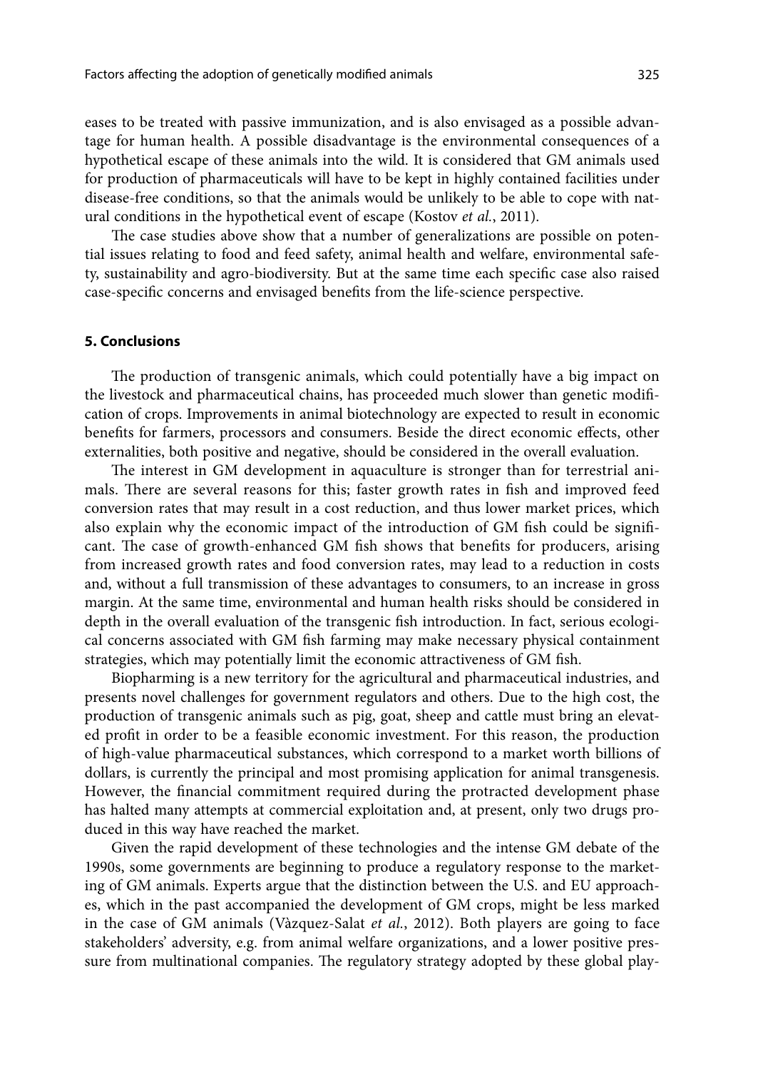eases to be treated with passive immunization, and is also envisaged as a possible advantage for human health. A possible disadvantage is the environmental consequences of a hypothetical escape of these animals into the wild. It is considered that GM animals used for production of pharmaceuticals will have to be kept in highly contained facilities under disease-free conditions, so that the animals would be unlikely to be able to cope with natural conditions in the hypothetical event of escape (Kostov *et al.*, 2011).

The case studies above show that a number of generalizations are possible on potential issues relating to food and feed safety, animal health and welfare, environmental safety, sustainability and agro-biodiversity. But at the same time each specific case also raised case-specific concerns and envisaged benefits from the life-science perspective.

## 5. Conclusions

The production of transgenic animals, which could potentially have a big impact on the livestock and pharmaceutical chains, has proceeded much slower than genetic modification of crops. Improvements in animal biotechnology are expected to result in economic benefits for farmers, processors and consumers. Beside the direct economic effects, other externalities, both positive and negative, should be considered in the overall evaluation.

The interest in GM development in aquaculture is stronger than for terrestrial animals. There are several reasons for this; faster growth rates in fish and improved feed conversion rates that may result in a cost reduction, and thus lower market prices, which also explain why the economic impact of the introduction of GM fish could be significant. The case of growth-enhanced GM fish shows that benefits for producers, arising from increased growth rates and food conversion rates, may lead to a reduction in costs and, without a full transmission of these advantages to consumers, to an increase in gross margin. At the same time, environmental and human health risks should be considered in depth in the overall evaluation of the transgenic fish introduction. In fact, serious ecological concerns associated with GM fish farming may make necessary physical containment strategies, which may potentially limit the economic attractiveness of GM fish.

Biopharming is a new territory for the agricultural and pharmaceutical industries, and presents novel challenges for government regulators and others. Due to the high cost, the production of transgenic animals such as pig, goat, sheep and cattle must bring an elevated profit in order to be a feasible economic investment. For this reason, the production of high-value pharmaceutical substances, which correspond to a market worth billions of dollars, is currently the principal and most promising application for animal transgenesis. However, the financial commitment required during the protracted development phase has halted many attempts at commercial exploitation and, at present, only two drugs produced in this way have reached the market.

Given the rapid development of these technologies and the intense GM debate of the 1990s, some governments are beginning to produce a regulatory response to the marketing of GM animals. Experts argue that the distinction between the U.S. and EU approaches, which in the past accompanied the development of GM crops, might be less marked in the case of GM animals (Vàzquez-Salat *et al.*, 2012). Both players are going to face stakeholders' adversity, e.g. from animal welfare organizations, and a lower positive pressure from multinational companies. The regulatory strategy adopted by these global play-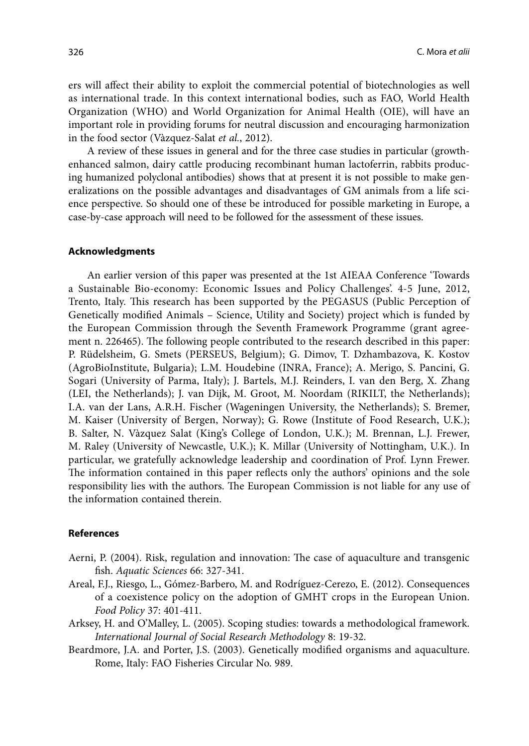ers will affect their ability to exploit the commercial potential of biotechnologies as well as international trade. In this context international bodies, such as FAO, World Health Organization (WHO) and World Organization for Animal Health (OIE), will have an important role in providing forums for neutral discussion and encouraging harmonization in the food sector (Vàzquez-Salat *et al.*, 2012).

A review of these issues in general and for the three case studies in particular (growth-enhanced salmon, dairy cattle producing recombinant human lactoferrin, rabbits producing humanized polyclonal antibodies) shows that at present it is not possible to make generalizations on the possible advantages and disadvantages of GM animals from a life science perspective. So should one of these be introduced for possible marketing in Europe, a case-by-case approach will need to be followed for the assessment of these issues.

## Acknowledgments

An earlier version of this paper was presented at the 1st AIEAA Conference 'Towards a Sustainable Bio-economy: Economic Issues and Policy Challenges'. 4-5 June, 2012, Trento, Italy. This research has been supported by the PEGASUS (Public Perception of Genetically modified Animals – Science, Utility and Society) project which is funded by the European Commission through the Seventh Framework Programme (grant agreement n. 226465). The following people contributed to the research described in this paper: P. Rüdelsheim, G. Smets (PERSEUS, Belgium); G. Dimov, T. Dzhambazova, K. Kostov (AgroBioInstitute, Bulgaria); L.M. Houdebine (INRA, France); A. Merigo, S. Pancini, G. Sogari (University of Parma, Italy); J. Bartels, M.J. Reinders, I. van den Berg, X. Zhang (LEI, the Netherlands); J. van Dijk, M. Groot, M. Noordam (RIKILT, the Netherlands); I.A. van der Lans, A.R.H. Fischer (Wageningen University, the Netherlands); S. Bremer, M. Kaiser (University of Bergen, Norway); G. Rowe (Institute of Food Research, U.K.); B. Salter, N. Vàzquez Salat (King's College of London, U.K.); M. Brennan, L.J. Frewer, M. Raley (University of Newcastle, U.K.); K. Millar (University of Nottingham, U.K.). In particular, we gratefully acknowledge leadership and coordination of Prof. Lynn Frewer. The information contained in this paper reflects only the authors' opinions and the sole responsibility lies with the authors. The European Commission is not liable for any use of the information contained therein.

## References

Aerni, P. (2004). Risk, regulation and innovation: The case of aquaculture and transgenic fish. *Aquatic Sciences* 66: 327-341.

Areal, F.J., Riesgo, L., Gómez-Barbero, M. and Rodríguez-Cerezo, E. (2012). Consequences of a coexistence policy on the adoption of GMHT crops in the European Union. *Food Policy* 37: 401-411.

Arksey, H. and O'Malley, L. (2005). Scoping studies: towards a methodological framework. *International Journal of Social Research Methodology* 8: 19-32.

Beardmore, J.A. and Porter, J.S. (2003). Genetically modified organisms and aquaculture. Rome, Italy: FAO Fisheries Circular No. 989.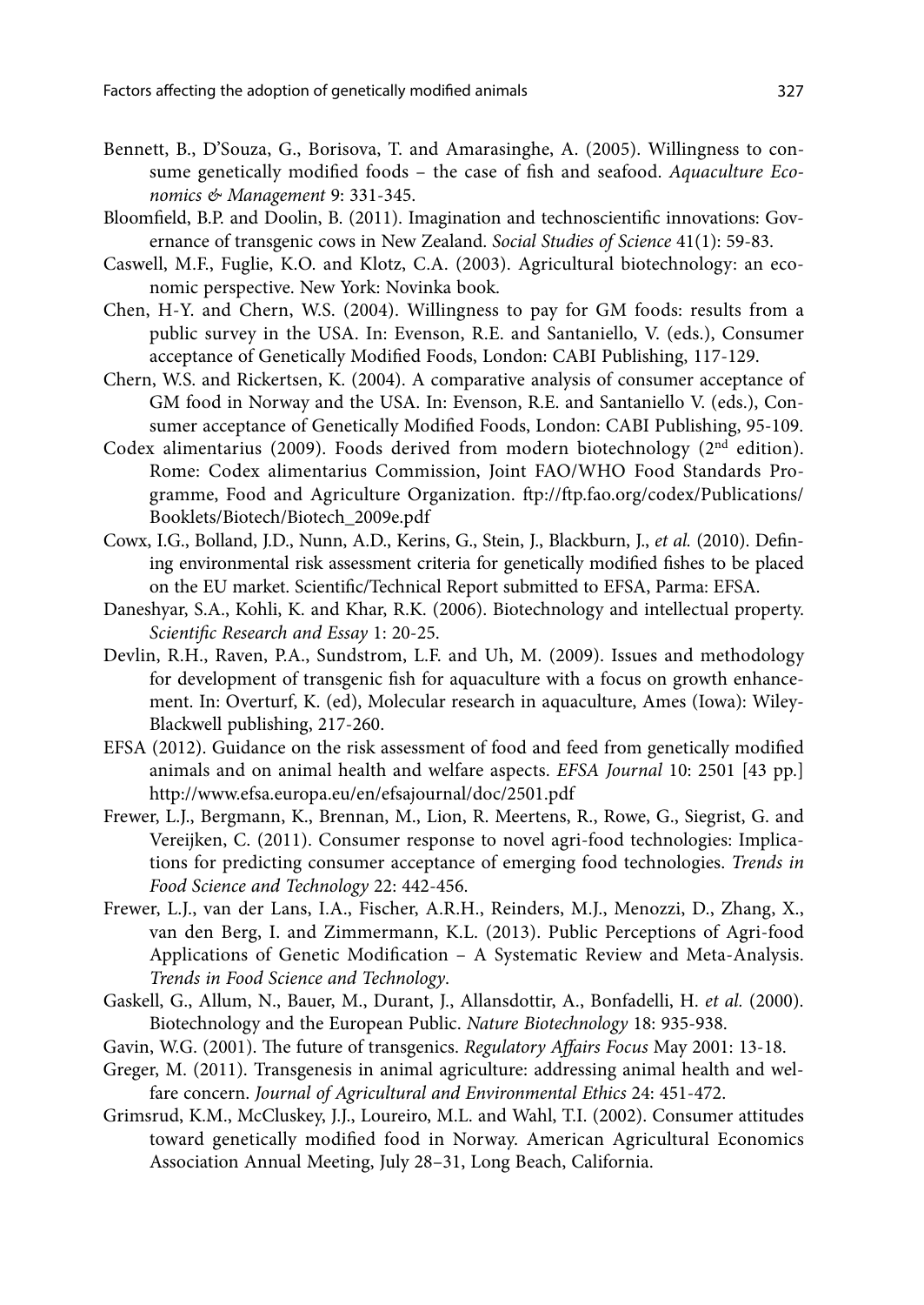Bennett, B., D'Souza, G., Borisova, T. and Amarasinghe, A. (2005). Willingness to consume genetically modified foods – the case of fish and seafood. *Aquaculture Economics & Management* 9: 331-345.

Bloomfield, B.P. and Doolin, B. (2011). Imagination and technoscientific innovations: Governance of transgenic cows in New Zealand. *Social Studies of Science* 41(1): 59-83.

Caswell, M.F., Fuglie, K.O. and Klotz, C.A. (2003). Agricultural biotechnology: an economic perspective. New York: Novinka book.

Chen, H-Y. and Chern, W.S. (2004). Willingness to pay for GM foods: results from a public survey in the USA. In: Evenson, R.E. and Santaniello, V. (eds.), Consumer acceptance of Genetically Modified Foods, London: CABI Publishing, 117-129.

Chern, W.S. and Rickertsen, K. (2004). A comparative analysis of consumer acceptance of GM food in Norway and the USA. In: Evenson, R.E. and Santaniello V. (eds.), Consumer acceptance of Genetically Modified Foods, London: CABI Publishing, 95-109.

Codex alimentarius (2009). Foods derived from modern biotechnology (2nd edition). Rome: Codex alimentarius Commission, Joint FAO/WHO Food Standards Programme, Food and Agriculture Organization. ftp://ftp.fao.org/codex/Publications/Booklets/Biotech/Biotech_2009e.pdf

Cowx, I.G., Bolland, J.D., Nunn, A.D., Kerins, G., Stein, J., Blackburn, J., *et al.* (2010). Defining environmental risk assessment criteria for genetically modified fishes to be placed on the EU market. Scientific/Technical Report submitted to EFSA, Parma: EFSA.

Daneshyar, S.A., Kohli, K. and Khar, R.K. (2006). Biotechnology and intellectual property. *Scientific Research and Essay* 1: 20-25.

Devlin, R.H., Raven, P.A., Sundstrom, L.F. and Uh, M. (2009). Issues and methodology for development of transgenic fish for aquaculture with a focus on growth enhancement. In: Overturf, K. (ed), Molecular research in aquaculture, Ames (Iowa): Wiley-Blackwell publishing, 217-260.

EFSA (2012). Guidance on the risk assessment of food and feed from genetically modified animals and on animal health and welfare aspects. *EFSA Journal* 10: 2501 [43 pp.] http://www.efsa.europa.eu/en/efsajournal/doc/2501.pdf

Frewer, L.J., Bergmann, K., Brennan, M., Lion, R. Meertens, R., Rowe, G., Siegrist, G. and Vereijken, C. (2011). Consumer response to novel agri-food technologies: Implications for predicting consumer acceptance of emerging food technologies. *Trends in Food Science and Technology* 22: 442-456.

Frewer, L.J., van der Lans, I.A., Fischer, A.R.H., Reinders, M.J., Menozzi, D., Zhang, X., van den Berg, I. and Zimmermann, K.L. (2013). Public Perceptions of Agri-food Applications of Genetic Modification – A Systematic Review and Meta-Analysis. *Trends in Food Science and Technology*.

Gaskell, G., Allum, N., Bauer, M., Durant, J., Allansdottir, A., Bonfadelli, H. *et al.* (2000). Biotechnology and the European Public. *Nature Biotechnology* 18: 935-938.

Gavin, W.G. (2001). The future of transgenics. *Regulatory Affairs Focus* May 2001: 13-18.

Greger, M. (2011). Transgenesis in animal agriculture: addressing animal health and welfare concern. *Journal of Agricultural and Environmental Ethics* 24: 451-472.

Grimsrud, K.M., McCluskey, J.J., Loureiro, M.L. and Wahl, T.I. (2002). Consumer attitudes toward genetically modified food in Norway. American Agricultural Economics Association Annual Meeting, July 28–31, Long Beach, California.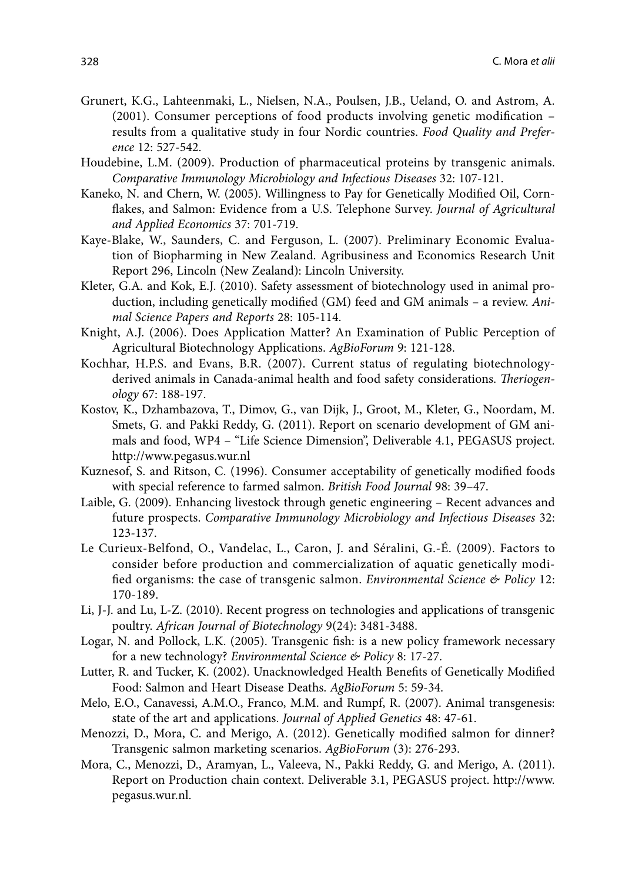Grunert, K.G., Lahteenmaki, L., Nielsen, N.A., Poulsen, J.B., Ueland, O. and Astrom, A. (2001). Consumer perceptions of food products involving genetic modification – results from a qualitative study in four Nordic countries. *Food Quality and Preference* 12: 527-542.

Houdebine, L.M. (2009). Production of pharmaceutical proteins by transgenic animals. *Comparative Immunology Microbiology and Infectious Diseases* 32: 107-121.

Kaneko, N. and Chern, W. (2005). Willingness to Pay for Genetically Modified Oil, Cornflakes, and Salmon: Evidence from a U.S. Telephone Survey. *Journal of Agricultural and Applied Economics* 37: 701-719.

Kaye-Blake, W., Saunders, C. and Ferguson, L. (2007). Preliminary Economic Evaluation of Biopharming in New Zealand. Agribusiness and Economics Research Unit Report 296, Lincoln (New Zealand): Lincoln University.

Kleter, G.A. and Kok, E.J. (2010). Safety assessment of biotechnology used in animal production, including genetically modified (GM) feed and GM animals – a review. *Animal Science Papers and Reports* 28: 105-114.

Knight, A.J. (2006). Does Application Matter? An Examination of Public Perception of Agricultural Biotechnology Applications. *AgBioForum* 9: 121-128.

Kochhar, H.P.S. and Evans, B.R. (2007). Current status of regulating biotechnology-derived animals in Canada-animal health and food safety considerations. *Theriogenology* 67: 188-197.

Kostov, K., Dzhambazova, T., Dimov, G., van Dijk, J., Groot, M., Kleter, G., Noordam, M. Smets, G. and Pakki Reddy, G. (2011). Report on scenario development of GM animals and food, WP4 – "Life Science Dimension", Deliverable 4.1, PEGASUS project. http://www.pegasus.wur.nl

Kuznesof, S. and Ritson, C. (1996). Consumer acceptability of genetically modified foods with special reference to farmed salmon. *British Food Journal* 98: 39–47.

Laible, G. (2009). Enhancing livestock through genetic engineering – Recent advances and future prospects. *Comparative Immunology Microbiology and Infectious Diseases* 32: 123-137.

Le Curieux-Belfond, O., Vandelac, L., Caron, J. and Séralini, G.-É. (2009). Factors to consider before production and commercialization of aquatic genetically modified organisms: the case of transgenic salmon. *Environmental Science & Policy* 12: 170-189.

Li, J-J. and Lu, L-Z. (2010). Recent progress on technologies and applications of transgenic poultry. *African Journal of Biotechnology* 9(24): 3481-3488.

Logar, N. and Pollock, L.K. (2005). Transgenic fish: is a new policy framework necessary for a new technology? *Environmental Science & Policy* 8: 17-27.

Lutter, R. and Tucker, K. (2002). Unacknowledged Health Benefits of Genetically Modified Food: Salmon and Heart Disease Deaths. *AgBioForum* 5: 59-34.

Melo, E.O., Canavessi, A.M.O., Franco, M.M. and Rumpf, R. (2007). Animal transgenesis: state of the art and applications. *Journal of Applied Genetics* 48: 47-61.

Menozzi, D., Mora, C. and Merigo, A. (2012). Genetically modified salmon for dinner? Transgenic salmon marketing scenarios. *AgBioForum* (3): 276-293.

Mora, C., Menozzi, D., Aramyan, L., Valeeva, N., Pakki Reddy, G. and Merigo, A. (2011). Report on Production chain context. Deliverable 3.1, PEGASUS project. http://www.pegasus.wur.nl.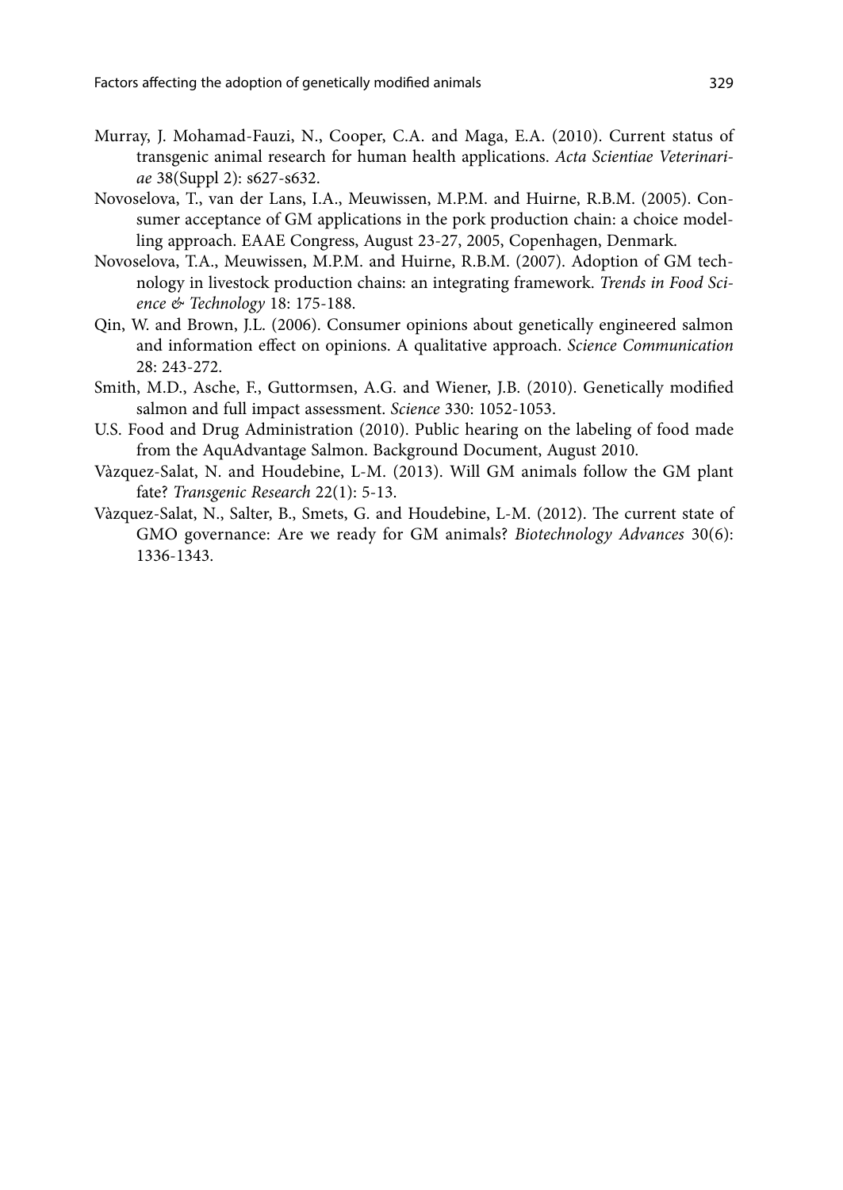Murray, J. Mohamad-Fauzi, N., Cooper, C.A. and Maga, E.A. (2010). Current status of transgenic animal research for human health applications. *Acta Scientiae Veterinariae* 38(Suppl 2): s627-s632.

Novoselova, T., van der Lans, I.A., Meuwissen, M.P.M. and Huirne, R.B.M. (2005). Consumer acceptance of GM applications in the pork production chain: a choice modelling approach. EAAE Congress, August 23-27, 2005, Copenhagen, Denmark.

Novoselova, T.A., Meuwissen, M.P.M. and Huirne, R.B.M. (2007). Adoption of GM technology in livestock production chains: an integrating framework. *Trends in Food Science & Technology* 18: 175-188.

Qin, W. and Brown, J.L. (2006). Consumer opinions about genetically engineered salmon and information effect on opinions. A qualitative approach. *Science Communication* 28: 243-272.

Smith, M.D., Asche, F., Guttormsen, A.G. and Wiener, J.B. (2010). Genetically modified salmon and full impact assessment. *Science* 330: 1052-1053.

U.S. Food and Drug Administration (2010). Public hearing on the labeling of food made from the AquAdvantage Salmon. Background Document, August 2010.

Vàzquez-Salat, N. and Houdebine, L-M. (2013). Will GM animals follow the GM plant fate? *Transgenic Research* 22(1): 5-13.

Vàzquez-Salat, N., Salter, B., Smets, G. and Houdebine, L-M. (2012). The current state of GMO governance: Are we ready for GM animals? *Biotechnology Advances* 30(6): 1336-1343.